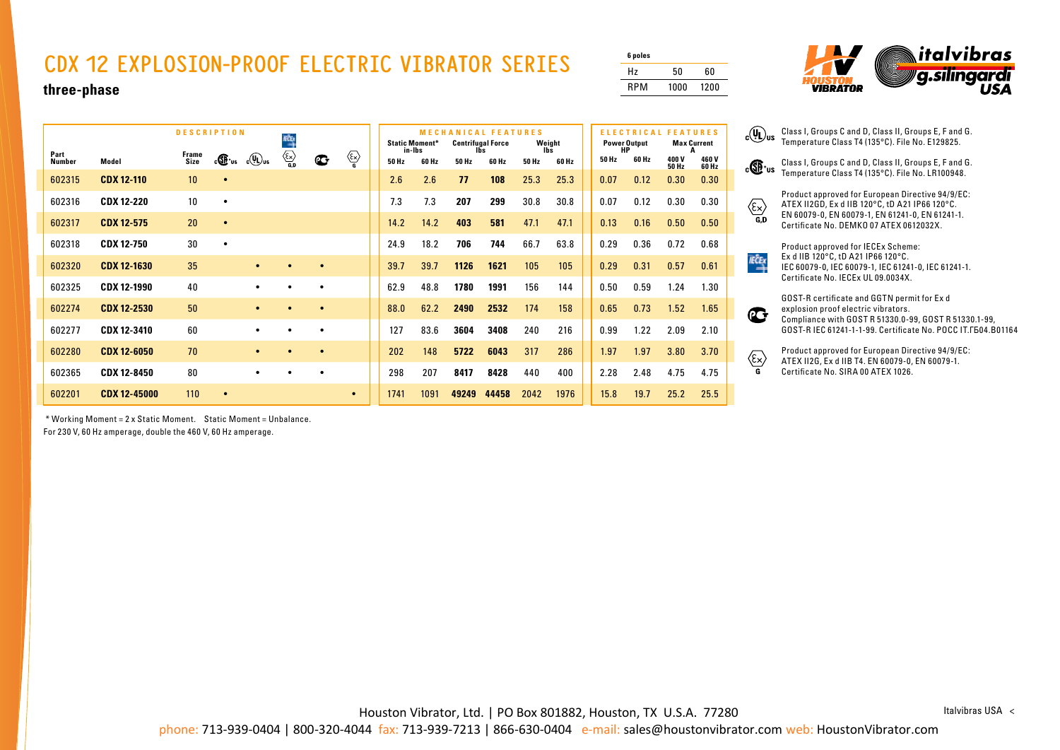# CDX 12 EXPLOSION-PROOF ELECTRIC VIBRATOR SERIES

**three-phase**

| 6 poles | | |
|---|---|---|
| Hz | 50 | 60 |
| RPM | 1000 | 1200 |

| DESCRIPTION | | | | | | | | | MECHANICAL FEATURES | | | | | | ELECTRICAL FEATURES | | | |
|---|---|---|---|---|---|---|---|---|---|---|---|---|---|---|---|---|---|---|
| | | | | | | | | | Static Moment* in-lbs | | Centrifugal Force lbs | | Weight lbs | | Power Output HP | | Max Current A | |
| Part Number | Model | Frame Size | cCSAus | cULus | IECEx | Ex G,D | GOST-R | Ex G | 50 Hz | 60 Hz | 50 Hz | 60 Hz | 50 Hz | 60 Hz | 50 Hz | 60 Hz | 400 V 50 Hz | 460 V 60 Hz |
| 602315 | **CDX 12-110** | 10 | • | | | | | | 2.6 | 2.6 | **77** | **108** | 25.3 | 25.3 | 0.07 | 0.12 | 0.30 | 0.30 |
| 602316 | **CDX 12-220** | 10 | • | | | | | | 7.3 | 7.3 | **207** | **299** | 30.8 | 30.8 | 0.07 | 0.12 | 0.30 | 0.30 |
| 602317 | **CDX 12-575** | 20 | • | | | | | | 14.2 | 14.2 | **403** | **581** | 47.1 | 47.1 | 0.13 | 0.16 | 0.50 | 0.50 |
| 602318 | **CDX 12-750** | 30 | • | | | | | | 24.9 | 18.2 | **706** | **744** | 66.7 | 63.8 | 0.29 | 0.36 | 0.72 | 0.68 |
| 602320 | **CDX 12-1630** | 35 | | • | • | • | | | 39.7 | 39.7 | **1126** | **1621** | 105 | 105 | 0.29 | 0.31 | 0.57 | 0.61 |
| 602325 | **CDX 12-1990** | 40 | | • | • | • | | | 62.9 | 48.8 | **1780** | **1991** | 156 | 144 | 0.50 | 0.59 | 1.24 | 1.30 |
| 602274 | **CDX 12-2530** | 50 | | • | • | • | | | 88.0 | 62.2 | **2490** | **2532** | 174 | 158 | 0.65 | 0.73 | 1.52 | 1.65 |
| 602277 | **CDX 12-3410** | 60 | | • | • | • | | | 127 | 83.6 | **3604** | **3408** | 240 | 216 | 0.99 | 1.22 | 2.09 | 2.10 |
| 602280 | **CDX 12-6050** | 70 | | • | • | • | | | 202 | 148 | **5722** | **6043** | 317 | 286 | 1.97 | 1.97 | 3.80 | 3.70 |
| 602365 | **CDX 12-8450** | 80 | | • | • | • | | | 298 | 207 | **8417** | **8428** | 440 | 400 | 2.28 | 2.48 | 4.75 | 4.75 |
| 602201 | **CDX 12-45000** | 110 | • | | | | | • | 1741 | 1091 | **49249** | **44458** | 2042 | 1976 | 15.8 | 19.7 | 25.2 | 25.5 |

\* Working Moment = 2 x Static Moment. Static Moment = Unbalance.
For 230 V, 60 Hz amperage, double the 460 V, 60 Hz amperage.

- **cULus**: Class I, Groups C and D, Class II, Groups E, F and G. Temperature Class T4 (135°C). File No. E129825.
- **cCSAus**: Class I, Groups C and D, Class II, Groups E, F and G. Temperature Class T4 (135°C). File No. LR100948.
- **Ex G,D**: Product approved for European Directive 94/9/EC: ATEX II2GD, Ex d IIB 120°C, tD A21 IP66 120°C. EN 60079-0, EN 60079-1, EN 61241-0, EN 61241-1. Certificate No. DEMKO 07 ATEX 0612032X.
- **IECEx**: Product approved for IECEx Scheme: Ex d IIB 120°C, tD A21 IP66 120°C. IEC 60079-0, IEC 60079-1, IEC 61241-0, IEC 61241-1. Certificate No. IECEx UL 09.0034X.
- **GOST-R**: GOST-R certificate and GGTN permit for Ex d explosion proof electric vibrators. Compliance with GOST R 51330.0-99, GOST R 51330.1-99, GOST-R IEC 61241-1-1-99. Certificate No. POCC IT.ГБ04.B01164
- **Ex G**: Product approved for European Directive 94/9/EC: ATEX II2G, Ex d IIB T4. EN 60079-0, EN 60079-1. Certificate No. SIRA 00 ATEX 1026.

Houston Vibrator, Ltd. | PO Box 801882, Houston, TX U.S.A. 77280
phone: 713-939-0404 | 800-320-4044 fax: 713-939-7213 | 866-630-0404 e-mail: sales@houstonvibrator.com web: HoustonVibrator.com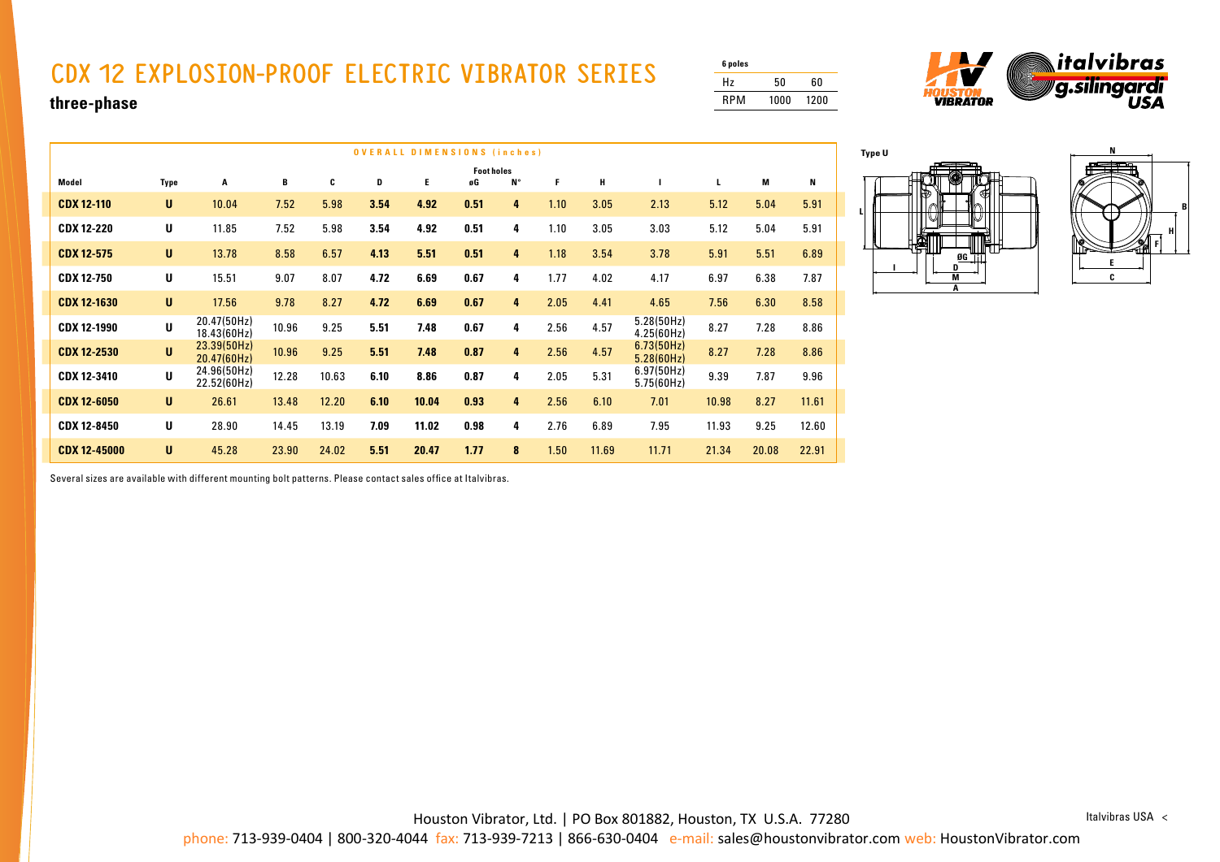# CDX 12 EXPLOSION-PROOF ELECTRIC VIBRATOR SERIES

**three-phase**

| 6 poles | | |
|---|---|---|
| Hz | 50 | 60 |
| RPM | 1000 | 1200 |

**OVERALL DIMENSIONS (inches)**

| Model | Type | A | B | C | D | E | Foot holes øG | Foot holes N° | F | H | I | L | M | N |
|---|---|---|---|---|---|---|---|---|---|---|---|---|---|---|
| **CDX 12-110** | **U** | 10.04 | 7.52 | 5.98 | **3.54** | **4.92** | **0.51** | **4** | 1.10 | 3.05 | 2.13 | 5.12 | 5.04 | 5.91 |
| **CDX 12-220** | **U** | 11.85 | 7.52 | 5.98 | **3.54** | **4.92** | **0.51** | **4** | 1.10 | 3.05 | 3.03 | 5.12 | 5.04 | 5.91 |
| **CDX 12-575** | **U** | 13.78 | 8.58 | 6.57 | **4.13** | **5.51** | **0.51** | **4** | 1.18 | 3.54 | 3.78 | 5.91 | 5.51 | 6.89 |
| **CDX 12-750** | **U** | 15.51 | 9.07 | 8.07 | **4.72** | **6.69** | **0.67** | **4** | 1.77 | 4.02 | 4.17 | 6.97 | 6.38 | 7.87 |
| **CDX 12-1630** | **U** | 17.56 | 9.78 | 8.27 | **4.72** | **6.69** | **0.67** | **4** | 2.05 | 4.41 | 4.65 | 7.56 | 6.30 | 8.58 |
| **CDX 12-1990** | **U** | 20.47(50Hz) 18.43(60Hz) | 10.96 | 9.25 | **5.51** | **7.48** | **0.67** | **4** | 2.56 | 4.57 | 5.28(50Hz) 4.25(60Hz) | 8.27 | 7.28 | 8.86 |
| **CDX 12-2530** | **U** | 23.39(50Hz) 20.47(60Hz) | 10.96 | 9.25 | **5.51** | **7.48** | **0.87** | **4** | 2.56 | 4.57 | 6.73(50Hz) 5.28(60Hz) | 8.27 | 7.28 | 8.86 |
| **CDX 12-3410** | **U** | 24.96(50Hz) 22.52(60Hz) | 12.28 | 10.63 | **6.10** | **8.86** | **0.87** | **4** | 2.05 | 5.31 | 6.97(50Hz) 5.75(60Hz) | 9.39 | 7.87 | 9.96 |
| **CDX 12-6050** | **U** | 26.61 | 13.48 | 12.20 | **6.10** | **10.04** | **0.93** | **4** | 2.56 | 6.10 | 7.01 | 10.98 | 8.27 | 11.61 |
| **CDX 12-8450** | **U** | 28.90 | 14.45 | 13.19 | **7.09** | **11.02** | **0.98** | **4** | 2.76 | 6.89 | 7.95 | 11.93 | 9.25 | 12.60 |
| **CDX 12-45000** | **U** | 45.28 | 23.90 | 24.02 | **5.51** | **20.47** | **1.77** | **8** | 1.50 | 11.69 | 11.71 | 21.34 | 20.08 | 22.91 |

Several sizes are available with different mounting bolt patterns. Please contact sales office at Italvibras.

Type U

Houston Vibrator, Ltd. | PO Box 801882, Houston, TX U.S.A. 77280

phone: 713-939-0404 | 800-320-4044 fax: 713-939-7213 | 866-630-0404 e-mail: sales@houstonvibrator.com web: HoustonVibrator.com